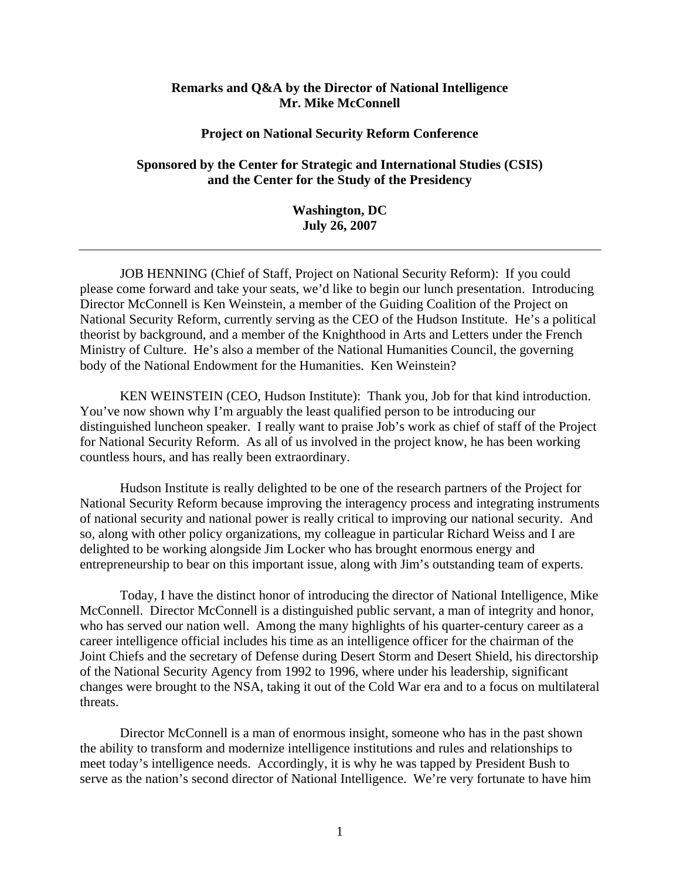**Remarks and Q&A by the Director of National Intelligence**
**Mr. Mike McConnell**

**Project on National Security Reform Conference**

**Sponsored by the Center for Strategic and International Studies (CSIS) and the Center for the Study of the Presidency**

**Washington, DC**
**July 26, 2007**

---

JOB HENNING (Chief of Staff, Project on National Security Reform): If you could please come forward and take your seats, we'd like to begin our lunch presentation. Introducing Director McConnell is Ken Weinstein, a member of the Guiding Coalition of the Project on National Security Reform, currently serving as the CEO of the Hudson Institute. He's a political theorist by background, and a member of the Knighthood in Arts and Letters under the French Ministry of Culture. He's also a member of the National Humanities Council, the governing body of the National Endowment for the Humanities. Ken Weinstein?

KEN WEINSTEIN (CEO, Hudson Institute): Thank you, Job for that kind introduction. You've now shown why I'm arguably the least qualified person to be introducing our distinguished luncheon speaker. I really want to praise Job's work as chief of staff of the Project for National Security Reform. As all of us involved in the project know, he has been working countless hours, and has really been extraordinary.

Hudson Institute is really delighted to be one of the research partners of the Project for National Security Reform because improving the interagency process and integrating instruments of national security and national power is really critical to improving our national security. And so, along with other policy organizations, my colleague in particular Richard Weiss and I are delighted to be working alongside Jim Locker who has brought enormous energy and entrepreneurship to bear on this important issue, along with Jim's outstanding team of experts.

Today, I have the distinct honor of introducing the director of National Intelligence, Mike McConnell. Director McConnell is a distinguished public servant, a man of integrity and honor, who has served our nation well. Among the many highlights of his quarter-century career as a career intelligence official includes his time as an intelligence officer for the chairman of the Joint Chiefs and the secretary of Defense during Desert Storm and Desert Shield, his directorship of the National Security Agency from 1992 to 1996, where under his leadership, significant changes were brought to the NSA, taking it out of the Cold War era and to a focus on multilateral threats.

Director McConnell is a man of enormous insight, someone who has in the past shown the ability to transform and modernize intelligence institutions and rules and relationships to meet today's intelligence needs. Accordingly, it is why he was tapped by President Bush to serve as the nation's second director of National Intelligence. We're very fortunate to have him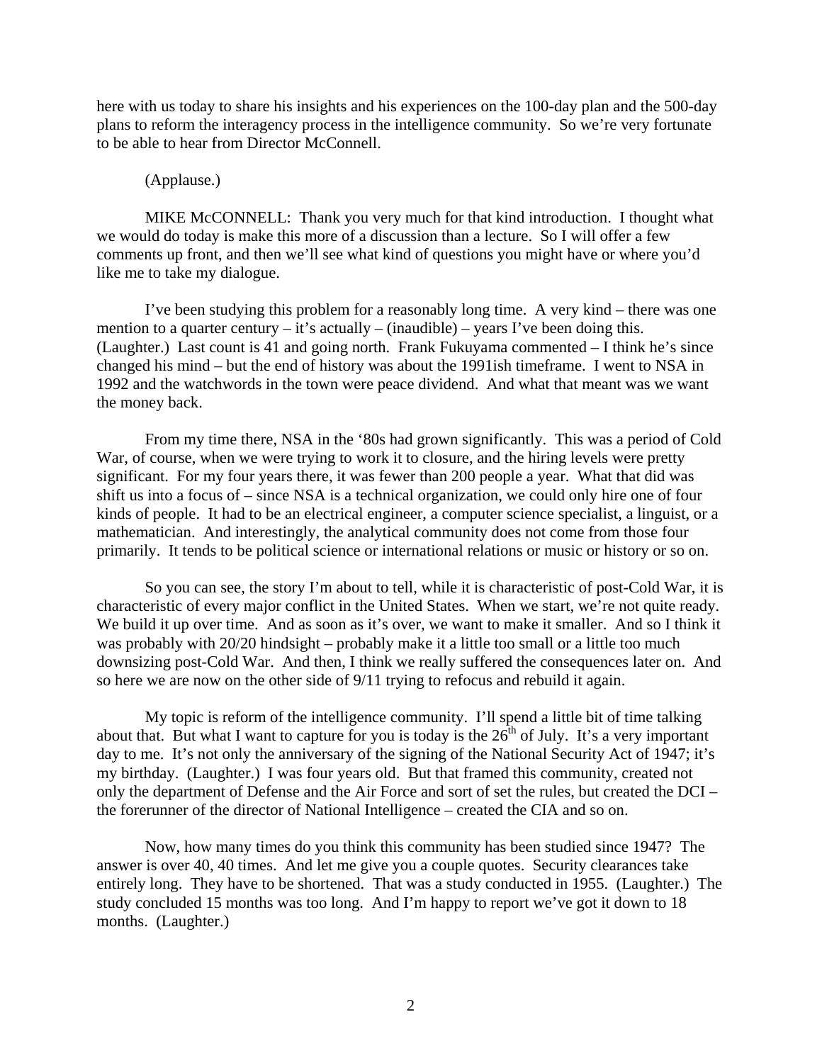here with us today to share his insights and his experiences on the 100-day plan and the 500-day plans to reform the interagency process in the intelligence community. So we're very fortunate to be able to hear from Director McConnell.

(Applause.)

MIKE McCONNELL: Thank you very much for that kind introduction. I thought what we would do today is make this more of a discussion than a lecture. So I will offer a few comments up front, and then we'll see what kind of questions you might have or where you'd like me to take my dialogue.

I've been studying this problem for a reasonably long time. A very kind – there was one mention to a quarter century – it's actually – (inaudible) – years I've been doing this. (Laughter.) Last count is 41 and going north. Frank Fukuyama commented – I think he's since changed his mind – but the end of history was about the 1991ish timeframe. I went to NSA in 1992 and the watchwords in the town were peace dividend. And what that meant was we want the money back.

From my time there, NSA in the '80s had grown significantly. This was a period of Cold War, of course, when we were trying to work it to closure, and the hiring levels were pretty significant. For my four years there, it was fewer than 200 people a year. What that did was shift us into a focus of – since NSA is a technical organization, we could only hire one of four kinds of people. It had to be an electrical engineer, a computer science specialist, a linguist, or a mathematician. And interestingly, the analytical community does not come from those four primarily. It tends to be political science or international relations or music or history or so on.

So you can see, the story I'm about to tell, while it is characteristic of post-Cold War, it is characteristic of every major conflict in the United States. When we start, we're not quite ready. We build it up over time. And as soon as it's over, we want to make it smaller. And so I think it was probably with 20/20 hindsight – probably make it a little too small or a little too much downsizing post-Cold War. And then, I think we really suffered the consequences later on. And so here we are now on the other side of 9/11 trying to refocus and rebuild it again.

My topic is reform of the intelligence community. I'll spend a little bit of time talking about that. But what I want to capture for you is today is the 26th of July. It's a very important day to me. It's not only the anniversary of the signing of the National Security Act of 1947; it's my birthday. (Laughter.) I was four years old. But that framed this community, created not only the department of Defense and the Air Force and sort of set the rules, but created the DCI – the forerunner of the director of National Intelligence – created the CIA and so on.

Now, how many times do you think this community has been studied since 1947? The answer is over 40, 40 times. And let me give you a couple quotes. Security clearances take entirely long. They have to be shortened. That was a study conducted in 1955. (Laughter.) The study concluded 15 months was too long. And I'm happy to report we've got it down to 18 months. (Laughter.)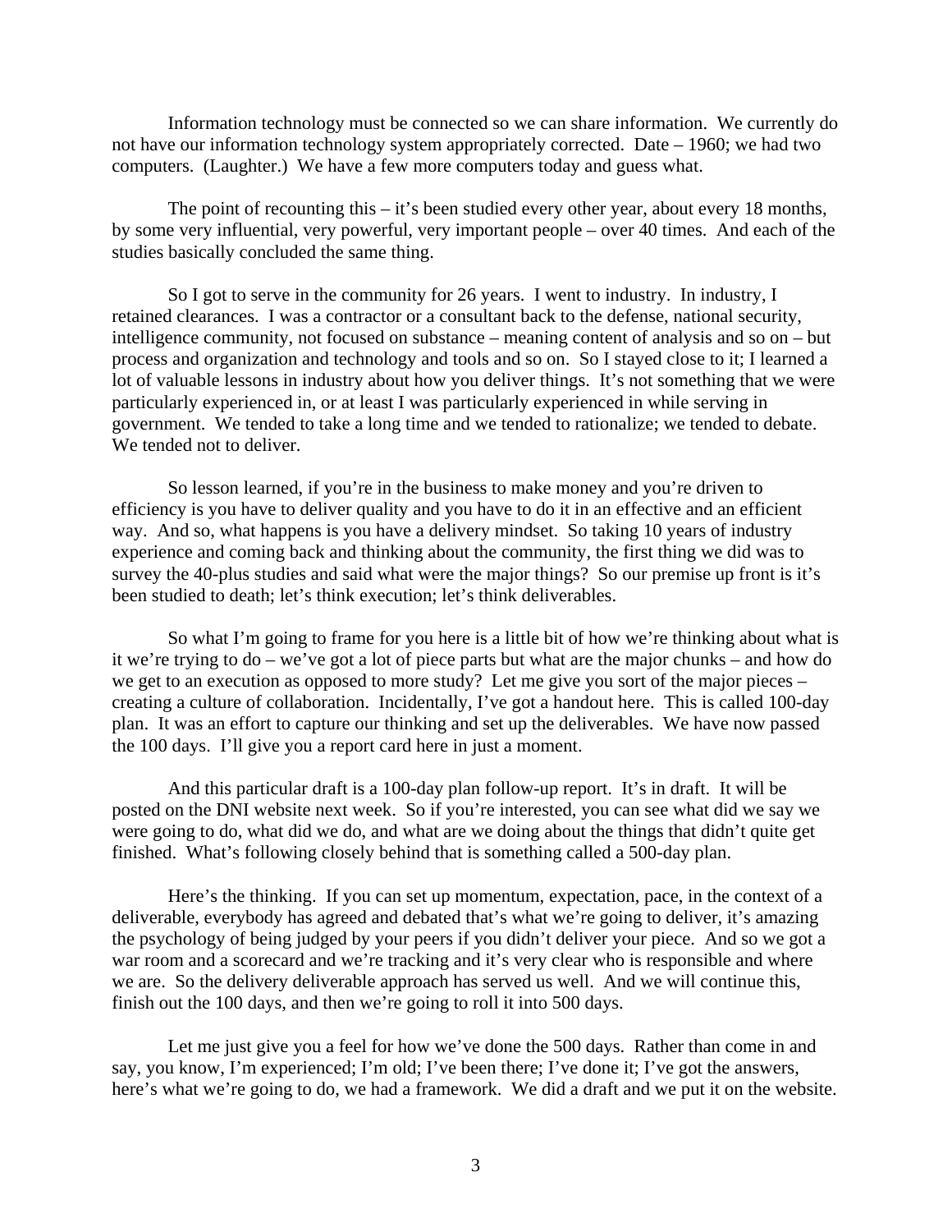Information technology must be connected so we can share information. We currently do not have our information technology system appropriately corrected. Date – 1960; we had two computers. (Laughter.) We have a few more computers today and guess what.

The point of recounting this – it's been studied every other year, about every 18 months, by some very influential, very powerful, very important people – over 40 times. And each of the studies basically concluded the same thing.

So I got to serve in the community for 26 years. I went to industry. In industry, I retained clearances. I was a contractor or a consultant back to the defense, national security, intelligence community, not focused on substance – meaning content of analysis and so on – but process and organization and technology and tools and so on. So I stayed close to it; I learned a lot of valuable lessons in industry about how you deliver things. It's not something that we were particularly experienced in, or at least I was particularly experienced in while serving in government. We tended to take a long time and we tended to rationalize; we tended to debate. We tended not to deliver.

So lesson learned, if you're in the business to make money and you're driven to efficiency is you have to deliver quality and you have to do it in an effective and an efficient way. And so, what happens is you have a delivery mindset. So taking 10 years of industry experience and coming back and thinking about the community, the first thing we did was to survey the 40-plus studies and said what were the major things? So our premise up front is it's been studied to death; let's think execution; let's think deliverables.

So what I'm going to frame for you here is a little bit of how we're thinking about what is it we're trying to do – we've got a lot of piece parts but what are the major chunks – and how do we get to an execution as opposed to more study? Let me give you sort of the major pieces – creating a culture of collaboration. Incidentally, I've got a handout here. This is called 100-day plan. It was an effort to capture our thinking and set up the deliverables. We have now passed the 100 days. I'll give you a report card here in just a moment.

And this particular draft is a 100-day plan follow-up report. It's in draft. It will be posted on the DNI website next week. So if you're interested, you can see what did we say we were going to do, what did we do, and what are we doing about the things that didn't quite get finished. What's following closely behind that is something called a 500-day plan.

Here's the thinking. If you can set up momentum, expectation, pace, in the context of a deliverable, everybody has agreed and debated that's what we're going to deliver, it's amazing the psychology of being judged by your peers if you didn't deliver your piece. And so we got a war room and a scorecard and we're tracking and it's very clear who is responsible and where we are. So the delivery deliverable approach has served us well. And we will continue this, finish out the 100 days, and then we're going to roll it into 500 days.

Let me just give you a feel for how we've done the 500 days. Rather than come in and say, you know, I'm experienced; I'm old; I've been there; I've done it; I've got the answers, here's what we're going to do, we had a framework. We did a draft and we put it on the website.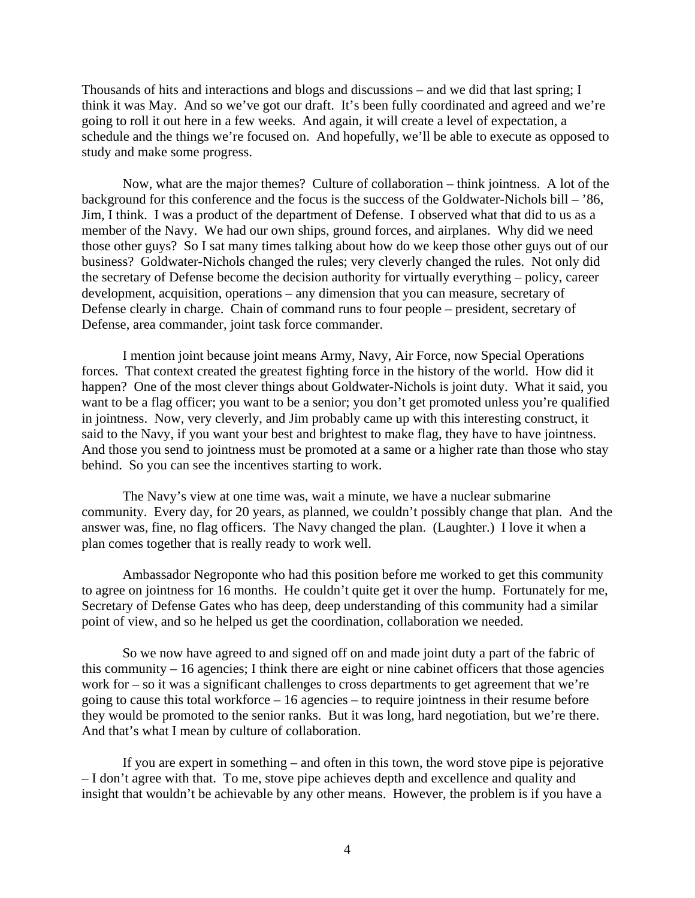Thousands of hits and interactions and blogs and discussions – and we did that last spring; I think it was May. And so we've got our draft. It's been fully coordinated and agreed and we're going to roll it out here in a few weeks. And again, it will create a level of expectation, a schedule and the things we're focused on. And hopefully, we'll be able to execute as opposed to study and make some progress.

Now, what are the major themes? Culture of collaboration – think jointness. A lot of the background for this conference and the focus is the success of the Goldwater-Nichols bill – '86, Jim, I think. I was a product of the department of Defense. I observed what that did to us as a member of the Navy. We had our own ships, ground forces, and airplanes. Why did we need those other guys? So I sat many times talking about how do we keep those other guys out of our business? Goldwater-Nichols changed the rules; very cleverly changed the rules. Not only did the secretary of Defense become the decision authority for virtually everything – policy, career development, acquisition, operations – any dimension that you can measure, secretary of Defense clearly in charge. Chain of command runs to four people – president, secretary of Defense, area commander, joint task force commander.

I mention joint because joint means Army, Navy, Air Force, now Special Operations forces. That context created the greatest fighting force in the history of the world. How did it happen? One of the most clever things about Goldwater-Nichols is joint duty. What it said, you want to be a flag officer; you want to be a senior; you don't get promoted unless you're qualified in jointness. Now, very cleverly, and Jim probably came up with this interesting construct, it said to the Navy, if you want your best and brightest to make flag, they have to have jointness. And those you send to jointness must be promoted at a same or a higher rate than those who stay behind. So you can see the incentives starting to work.

The Navy's view at one time was, wait a minute, we have a nuclear submarine community. Every day, for 20 years, as planned, we couldn't possibly change that plan. And the answer was, fine, no flag officers. The Navy changed the plan. (Laughter.) I love it when a plan comes together that is really ready to work well.

Ambassador Negroponte who had this position before me worked to get this community to agree on jointness for 16 months. He couldn't quite get it over the hump. Fortunately for me, Secretary of Defense Gates who has deep, deep understanding of this community had a similar point of view, and so he helped us get the coordination, collaboration we needed.

So we now have agreed to and signed off on and made joint duty a part of the fabric of this community – 16 agencies; I think there are eight or nine cabinet officers that those agencies work for – so it was a significant challenges to cross departments to get agreement that we're going to cause this total workforce – 16 agencies – to require jointness in their resume before they would be promoted to the senior ranks. But it was long, hard negotiation, but we're there. And that's what I mean by culture of collaboration.

If you are expert in something – and often in this town, the word stove pipe is pejorative – I don't agree with that. To me, stove pipe achieves depth and excellence and quality and insight that wouldn't be achievable by any other means. However, the problem is if you have a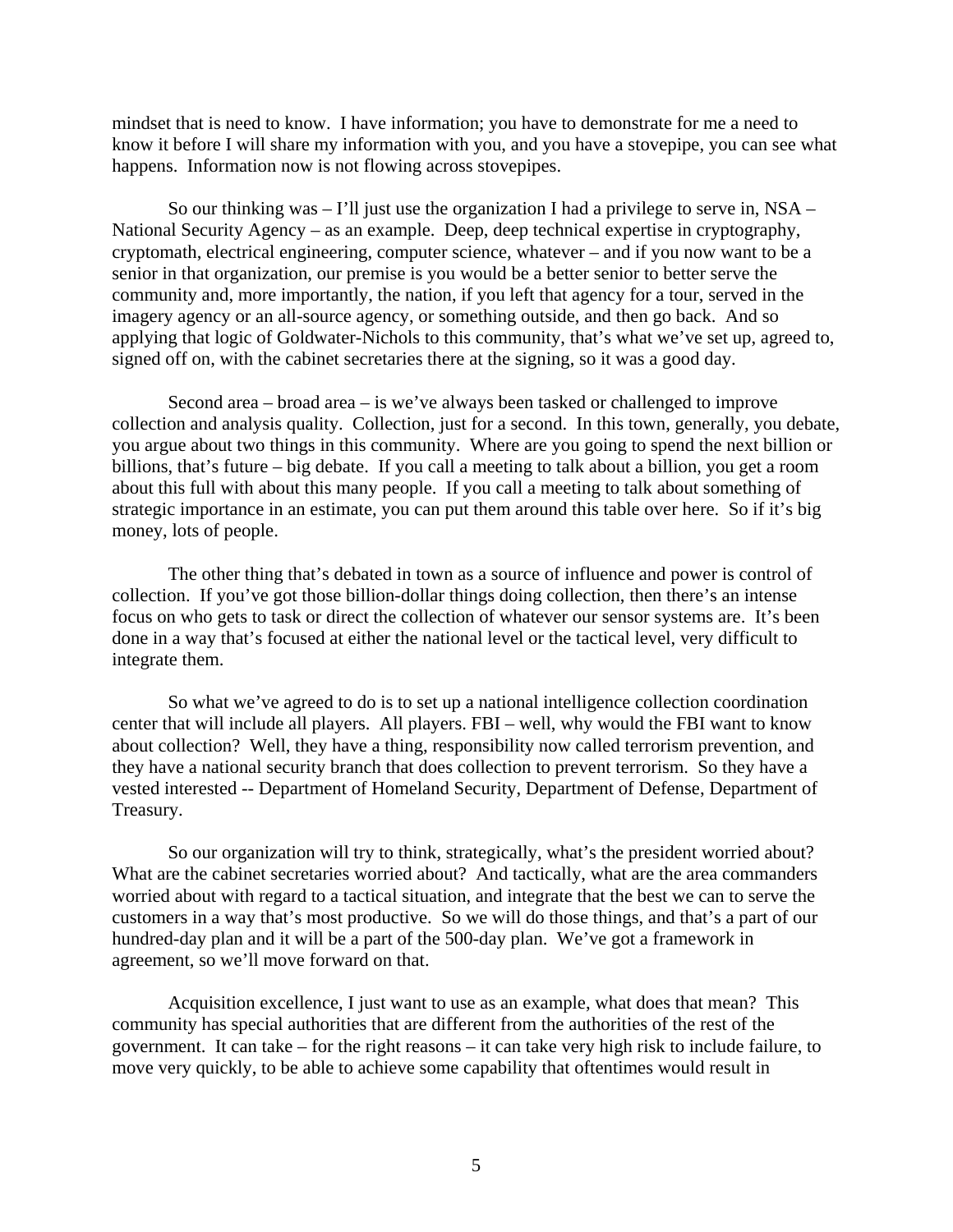mindset that is need to know. I have information; you have to demonstrate for me a need to know it before I will share my information with you, and you have a stovepipe, you can see what happens. Information now is not flowing across stovepipes.

So our thinking was – I'll just use the organization I had a privilege to serve in, NSA – National Security Agency – as an example. Deep, deep technical expertise in cryptography, cryptomath, electrical engineering, computer science, whatever – and if you now want to be a senior in that organization, our premise is you would be a better senior to better serve the community and, more importantly, the nation, if you left that agency for a tour, served in the imagery agency or an all-source agency, or something outside, and then go back. And so applying that logic of Goldwater-Nichols to this community, that's what we've set up, agreed to, signed off on, with the cabinet secretaries there at the signing, so it was a good day.

Second area – broad area – is we've always been tasked or challenged to improve collection and analysis quality. Collection, just for a second. In this town, generally, you debate, you argue about two things in this community. Where are you going to spend the next billion or billions, that's future – big debate. If you call a meeting to talk about a billion, you get a room about this full with about this many people. If you call a meeting to talk about something of strategic importance in an estimate, you can put them around this table over here. So if it's big money, lots of people.

The other thing that's debated in town as a source of influence and power is control of collection. If you've got those billion-dollar things doing collection, then there's an intense focus on who gets to task or direct the collection of whatever our sensor systems are. It's been done in a way that's focused at either the national level or the tactical level, very difficult to integrate them.

So what we've agreed to do is to set up a national intelligence collection coordination center that will include all players. All players. FBI – well, why would the FBI want to know about collection? Well, they have a thing, responsibility now called terrorism prevention, and they have a national security branch that does collection to prevent terrorism. So they have a vested interested -- Department of Homeland Security, Department of Defense, Department of Treasury.

So our organization will try to think, strategically, what's the president worried about? What are the cabinet secretaries worried about? And tactically, what are the area commanders worried about with regard to a tactical situation, and integrate that the best we can to serve the customers in a way that's most productive. So we will do those things, and that's a part of our hundred-day plan and it will be a part of the 500-day plan. We've got a framework in agreement, so we'll move forward on that.

Acquisition excellence, I just want to use as an example, what does that mean? This community has special authorities that are different from the authorities of the rest of the government. It can take – for the right reasons – it can take very high risk to include failure, to move very quickly, to be able to achieve some capability that oftentimes would result in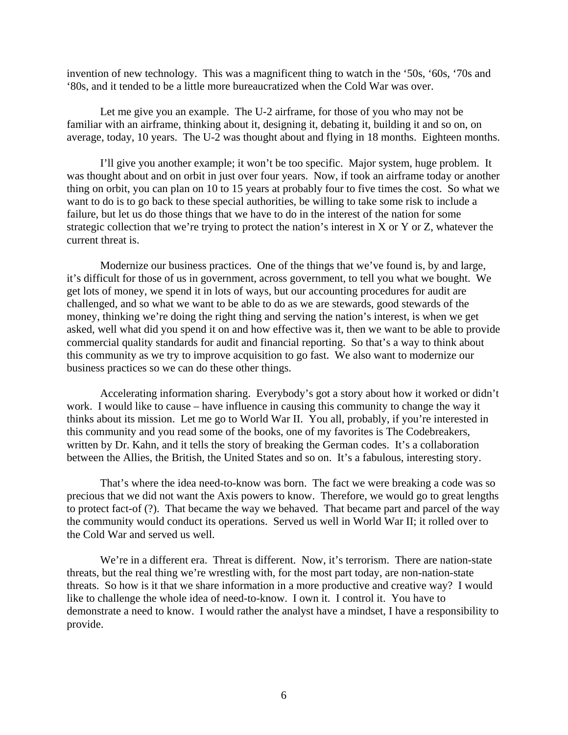invention of new technology. This was a magnificent thing to watch in the '50s, '60s, '70s and '80s, and it tended to be a little more bureaucratized when the Cold War was over.

Let me give you an example. The U-2 airframe, for those of you who may not be familiar with an airframe, thinking about it, designing it, debating it, building it and so on, on average, today, 10 years. The U-2 was thought about and flying in 18 months. Eighteen months.

I'll give you another example; it won't be too specific. Major system, huge problem. It was thought about and on orbit in just over four years. Now, if took an airframe today or another thing on orbit, you can plan on 10 to 15 years at probably four to five times the cost. So what we want to do is to go back to these special authorities, be willing to take some risk to include a failure, but let us do those things that we have to do in the interest of the nation for some strategic collection that we're trying to protect the nation's interest in X or Y or Z, whatever the current threat is.

Modernize our business practices. One of the things that we've found is, by and large, it's difficult for those of us in government, across government, to tell you what we bought. We get lots of money, we spend it in lots of ways, but our accounting procedures for audit are challenged, and so what we want to be able to do as we are stewards, good stewards of the money, thinking we're doing the right thing and serving the nation's interest, is when we get asked, well what did you spend it on and how effective was it, then we want to be able to provide commercial quality standards for audit and financial reporting. So that's a way to think about this community as we try to improve acquisition to go fast. We also want to modernize our business practices so we can do these other things.

Accelerating information sharing. Everybody's got a story about how it worked or didn't work. I would like to cause – have influence in causing this community to change the way it thinks about its mission. Let me go to World War II. You all, probably, if you're interested in this community and you read some of the books, one of my favorites is The Codebreakers, written by Dr. Kahn, and it tells the story of breaking the German codes. It's a collaboration between the Allies, the British, the United States and so on. It's a fabulous, interesting story.

That's where the idea need-to-know was born. The fact we were breaking a code was so precious that we did not want the Axis powers to know. Therefore, we would go to great lengths to protect fact-of (?). That became the way we behaved. That became part and parcel of the way the community would conduct its operations. Served us well in World War II; it rolled over to the Cold War and served us well.

We're in a different era. Threat is different. Now, it's terrorism. There are nation-state threats, but the real thing we're wrestling with, for the most part today, are non-nation-state threats. So how is it that we share information in a more productive and creative way? I would like to challenge the whole idea of need-to-know. I own it. I control it. You have to demonstrate a need to know. I would rather the analyst have a mindset, I have a responsibility to provide.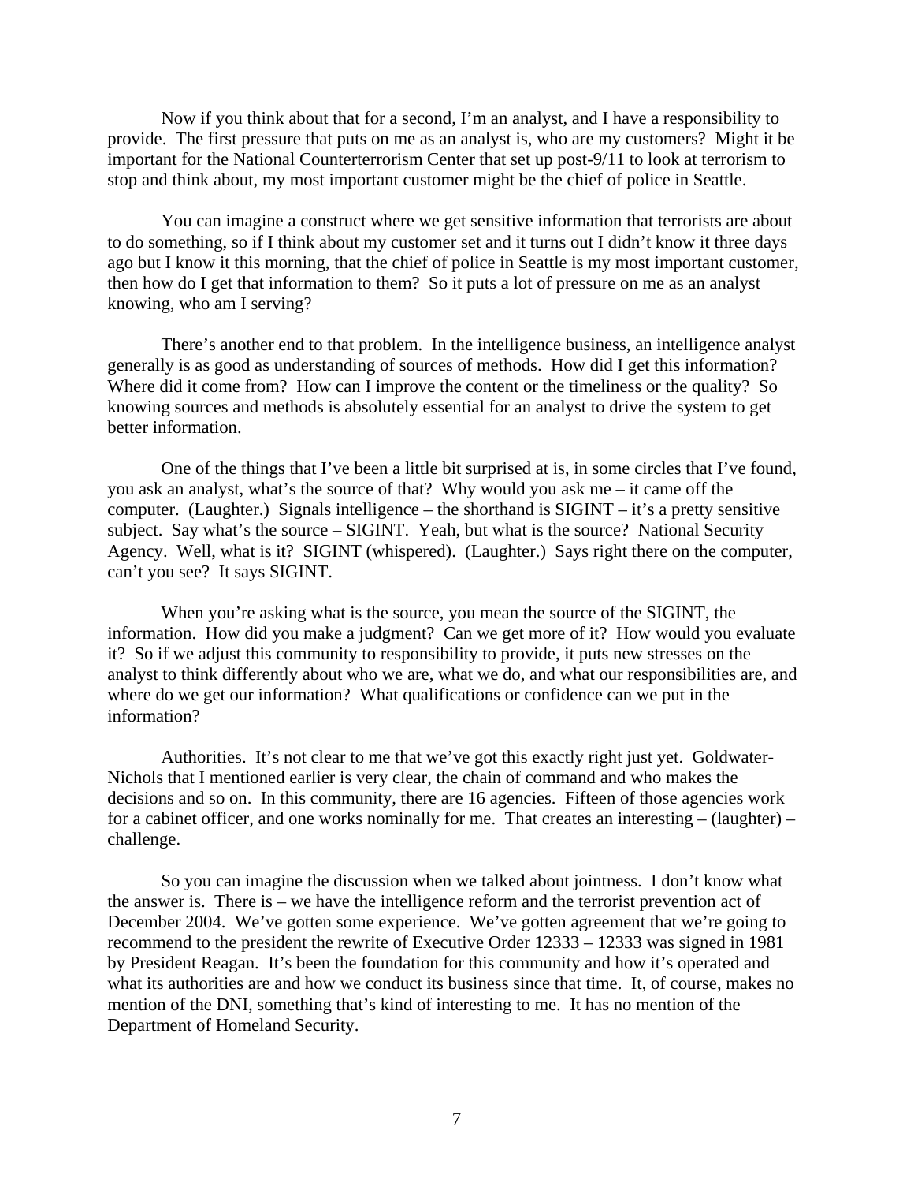Now if you think about that for a second, I'm an analyst, and I have a responsibility to provide. The first pressure that puts on me as an analyst is, who are my customers? Might it be important for the National Counterterrorism Center that set up post-9/11 to look at terrorism to stop and think about, my most important customer might be the chief of police in Seattle.

You can imagine a construct where we get sensitive information that terrorists are about to do something, so if I think about my customer set and it turns out I didn't know it three days ago but I know it this morning, that the chief of police in Seattle is my most important customer, then how do I get that information to them? So it puts a lot of pressure on me as an analyst knowing, who am I serving?

There's another end to that problem. In the intelligence business, an intelligence analyst generally is as good as understanding of sources of methods. How did I get this information? Where did it come from? How can I improve the content or the timeliness or the quality? So knowing sources and methods is absolutely essential for an analyst to drive the system to get better information.

One of the things that I've been a little bit surprised at is, in some circles that I've found, you ask an analyst, what's the source of that? Why would you ask me – it came off the computer. (Laughter.) Signals intelligence – the shorthand is SIGINT – it's a pretty sensitive subject. Say what's the source – SIGINT. Yeah, but what is the source? National Security Agency. Well, what is it? SIGINT (whispered). (Laughter.) Says right there on the computer, can't you see? It says SIGINT.

When you're asking what is the source, you mean the source of the SIGINT, the information. How did you make a judgment? Can we get more of it? How would you evaluate it? So if we adjust this community to responsibility to provide, it puts new stresses on the analyst to think differently about who we are, what we do, and what our responsibilities are, and where do we get our information? What qualifications or confidence can we put in the information?

Authorities. It's not clear to me that we've got this exactly right just yet. Goldwater-Nichols that I mentioned earlier is very clear, the chain of command and who makes the decisions and so on. In this community, there are 16 agencies. Fifteen of those agencies work for a cabinet officer, and one works nominally for me. That creates an interesting – (laughter) – challenge.

So you can imagine the discussion when we talked about jointness. I don't know what the answer is. There is – we have the intelligence reform and the terrorist prevention act of December 2004. We've gotten some experience. We've gotten agreement that we're going to recommend to the president the rewrite of Executive Order 12333 – 12333 was signed in 1981 by President Reagan. It's been the foundation for this community and how it's operated and what its authorities are and how we conduct its business since that time. It, of course, makes no mention of the DNI, something that's kind of interesting to me. It has no mention of the Department of Homeland Security.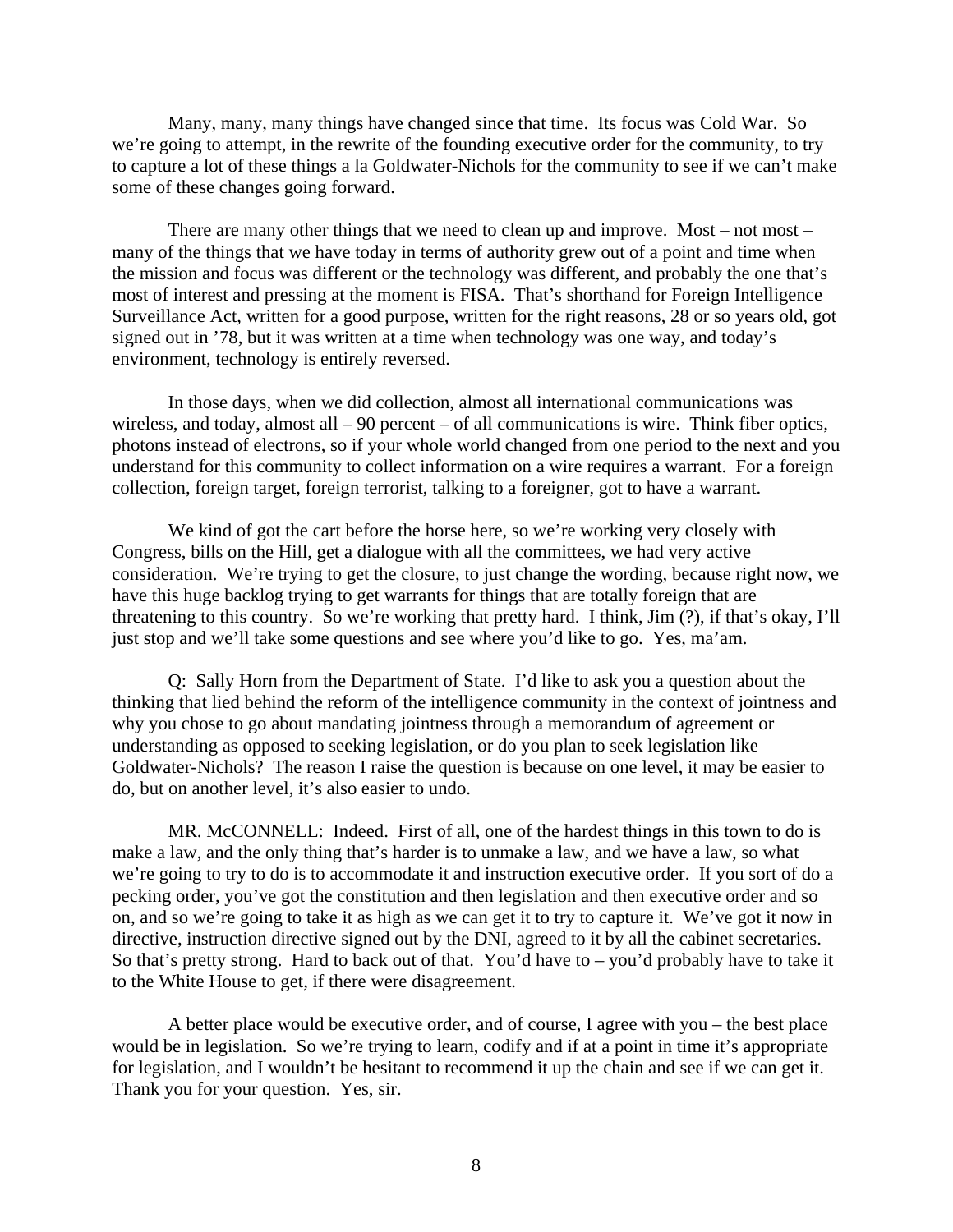Many, many, many things have changed since that time. Its focus was Cold War. So we're going to attempt, in the rewrite of the founding executive order for the community, to try to capture a lot of these things a la Goldwater-Nichols for the community to see if we can't make some of these changes going forward.

There are many other things that we need to clean up and improve. Most – not most – many of the things that we have today in terms of authority grew out of a point and time when the mission and focus was different or the technology was different, and probably the one that's most of interest and pressing at the moment is FISA. That's shorthand for Foreign Intelligence Surveillance Act, written for a good purpose, written for the right reasons, 28 or so years old, got signed out in '78, but it was written at a time when technology was one way, and today's environment, technology is entirely reversed.

In those days, when we did collection, almost all international communications was wireless, and today, almost all – 90 percent – of all communications is wire. Think fiber optics, photons instead of electrons, so if your whole world changed from one period to the next and you understand for this community to collect information on a wire requires a warrant. For a foreign collection, foreign target, foreign terrorist, talking to a foreigner, got to have a warrant.

We kind of got the cart before the horse here, so we're working very closely with Congress, bills on the Hill, get a dialogue with all the committees, we had very active consideration. We're trying to get the closure, to just change the wording, because right now, we have this huge backlog trying to get warrants for things that are totally foreign that are threatening to this country. So we're working that pretty hard. I think, Jim (?), if that's okay, I'll just stop and we'll take some questions and see where you'd like to go. Yes, ma'am.

Q: Sally Horn from the Department of State. I'd like to ask you a question about the thinking that lied behind the reform of the intelligence community in the context of jointness and why you chose to go about mandating jointness through a memorandum of agreement or understanding as opposed to seeking legislation, or do you plan to seek legislation like Goldwater-Nichols? The reason I raise the question is because on one level, it may be easier to do, but on another level, it's also easier to undo.

MR. McCONNELL: Indeed. First of all, one of the hardest things in this town to do is make a law, and the only thing that's harder is to unmake a law, and we have a law, so what we're going to try to do is to accommodate it and instruction executive order. If you sort of do a pecking order, you've got the constitution and then legislation and then executive order and so on, and so we're going to take it as high as we can get it to try to capture it. We've got it now in directive, instruction directive signed out by the DNI, agreed to it by all the cabinet secretaries. So that's pretty strong. Hard to back out of that. You'd have to – you'd probably have to take it to the White House to get, if there were disagreement.

A better place would be executive order, and of course, I agree with you – the best place would be in legislation. So we're trying to learn, codify and if at a point in time it's appropriate for legislation, and I wouldn't be hesitant to recommend it up the chain and see if we can get it. Thank you for your question. Yes, sir.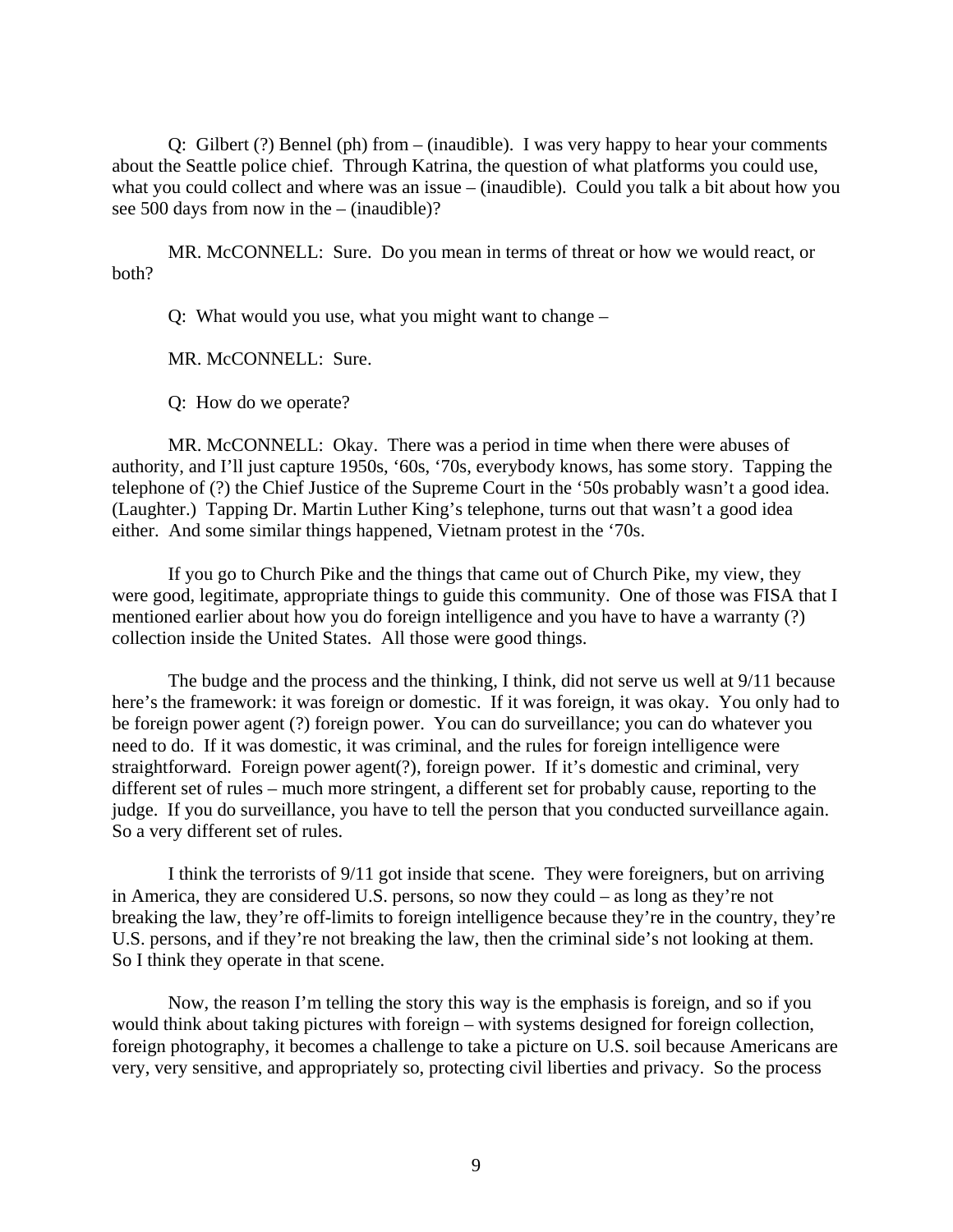Q: Gilbert (?) Bennel (ph) from – (inaudible). I was very happy to hear your comments about the Seattle police chief. Through Katrina, the question of what platforms you could use, what you could collect and where was an issue – (inaudible). Could you talk a bit about how you see 500 days from now in the – (inaudible)?

MR. McCONNELL: Sure. Do you mean in terms of threat or how we would react, or both?

Q: What would you use, what you might want to change –

MR. McCONNELL: Sure.

Q: How do we operate?

MR. McCONNELL: Okay. There was a period in time when there were abuses of authority, and I'll just capture 1950s, '60s, '70s, everybody knows, has some story. Tapping the telephone of (?) the Chief Justice of the Supreme Court in the '50s probably wasn't a good idea. (Laughter.) Tapping Dr. Martin Luther King's telephone, turns out that wasn't a good idea either. And some similar things happened, Vietnam protest in the '70s.

If you go to Church Pike and the things that came out of Church Pike, my view, they were good, legitimate, appropriate things to guide this community. One of those was FISA that I mentioned earlier about how you do foreign intelligence and you have to have a warranty (?) collection inside the United States. All those were good things.

The budge and the process and the thinking, I think, did not serve us well at 9/11 because here's the framework: it was foreign or domestic. If it was foreign, it was okay. You only had to be foreign power agent (?) foreign power. You can do surveillance; you can do whatever you need to do. If it was domestic, it was criminal, and the rules for foreign intelligence were straightforward. Foreign power agent(?), foreign power. If it's domestic and criminal, very different set of rules – much more stringent, a different set for probably cause, reporting to the judge. If you do surveillance, you have to tell the person that you conducted surveillance again. So a very different set of rules.

I think the terrorists of 9/11 got inside that scene. They were foreigners, but on arriving in America, they are considered U.S. persons, so now they could – as long as they're not breaking the law, they're off-limits to foreign intelligence because they're in the country, they're U.S. persons, and if they're not breaking the law, then the criminal side's not looking at them. So I think they operate in that scene.

Now, the reason I'm telling the story this way is the emphasis is foreign, and so if you would think about taking pictures with foreign – with systems designed for foreign collection, foreign photography, it becomes a challenge to take a picture on U.S. soil because Americans are very, very sensitive, and appropriately so, protecting civil liberties and privacy. So the process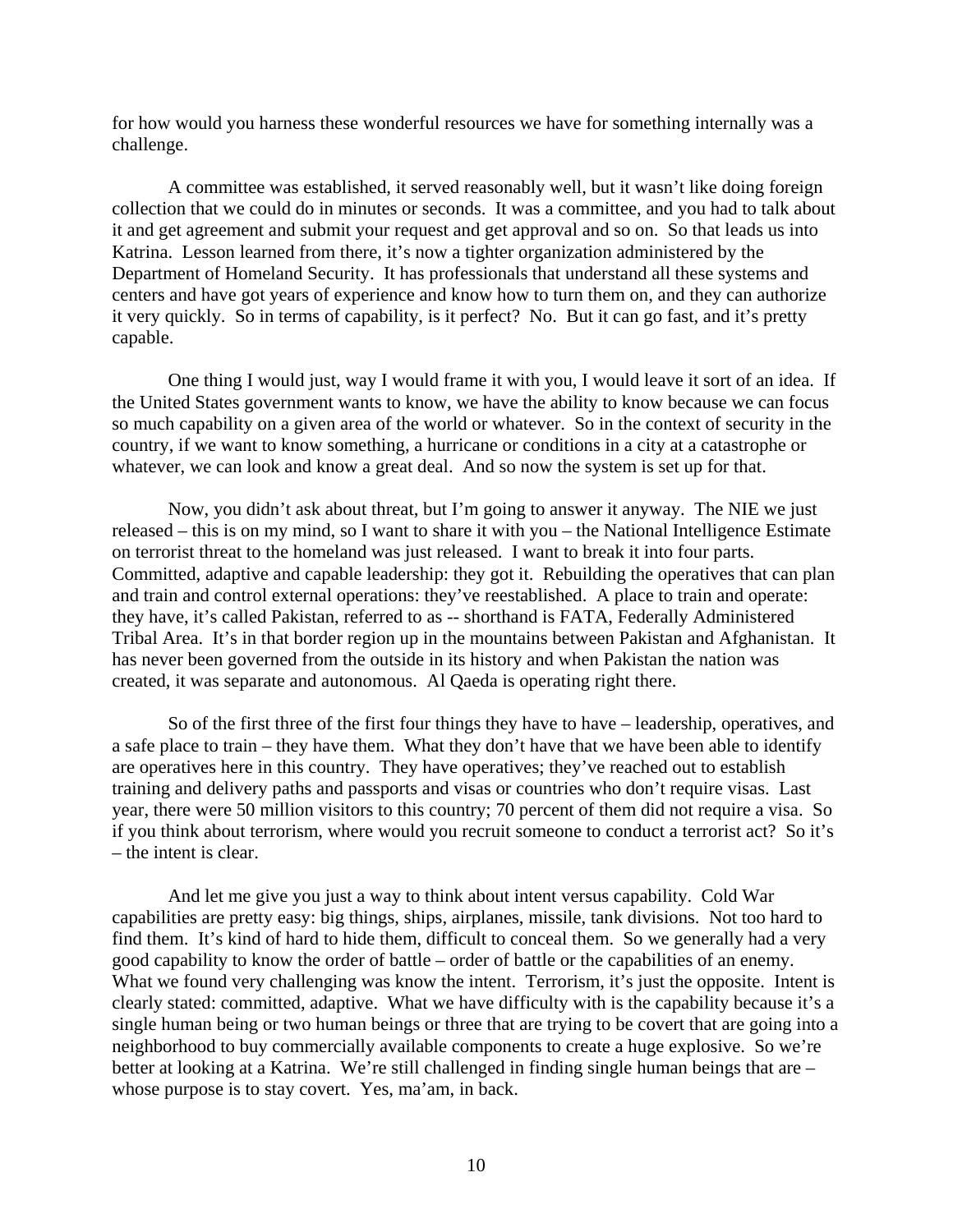for how would you harness these wonderful resources we have for something internally was a challenge.

A committee was established, it served reasonably well, but it wasn't like doing foreign collection that we could do in minutes or seconds. It was a committee, and you had to talk about it and get agreement and submit your request and get approval and so on. So that leads us into Katrina. Lesson learned from there, it's now a tighter organization administered by the Department of Homeland Security. It has professionals that understand all these systems and centers and have got years of experience and know how to turn them on, and they can authorize it very quickly. So in terms of capability, is it perfect? No. But it can go fast, and it's pretty capable.

One thing I would just, way I would frame it with you, I would leave it sort of an idea. If the United States government wants to know, we have the ability to know because we can focus so much capability on a given area of the world or whatever. So in the context of security in the country, if we want to know something, a hurricane or conditions in a city at a catastrophe or whatever, we can look and know a great deal. And so now the system is set up for that.

Now, you didn't ask about threat, but I'm going to answer it anyway. The NIE we just released – this is on my mind, so I want to share it with you – the National Intelligence Estimate on terrorist threat to the homeland was just released. I want to break it into four parts. Committed, adaptive and capable leadership: they got it. Rebuilding the operatives that can plan and train and control external operations: they've reestablished. A place to train and operate: they have, it's called Pakistan, referred to as -- shorthand is FATA, Federally Administered Tribal Area. It's in that border region up in the mountains between Pakistan and Afghanistan. It has never been governed from the outside in its history and when Pakistan the nation was created, it was separate and autonomous. Al Qaeda is operating right there.

So of the first three of the first four things they have to have – leadership, operatives, and a safe place to train – they have them. What they don't have that we have been able to identify are operatives here in this country. They have operatives; they've reached out to establish training and delivery paths and passports and visas or countries who don't require visas. Last year, there were 50 million visitors to this country; 70 percent of them did not require a visa. So if you think about terrorism, where would you recruit someone to conduct a terrorist act? So it's – the intent is clear.

And let me give you just a way to think about intent versus capability. Cold War capabilities are pretty easy: big things, ships, airplanes, missile, tank divisions. Not too hard to find them. It's kind of hard to hide them, difficult to conceal them. So we generally had a very good capability to know the order of battle – order of battle or the capabilities of an enemy. What we found very challenging was know the intent. Terrorism, it's just the opposite. Intent is clearly stated: committed, adaptive. What we have difficulty with is the capability because it's a single human being or two human beings or three that are trying to be covert that are going into a neighborhood to buy commercially available components to create a huge explosive. So we're better at looking at a Katrina. We're still challenged in finding single human beings that are – whose purpose is to stay covert. Yes, ma'am, in back.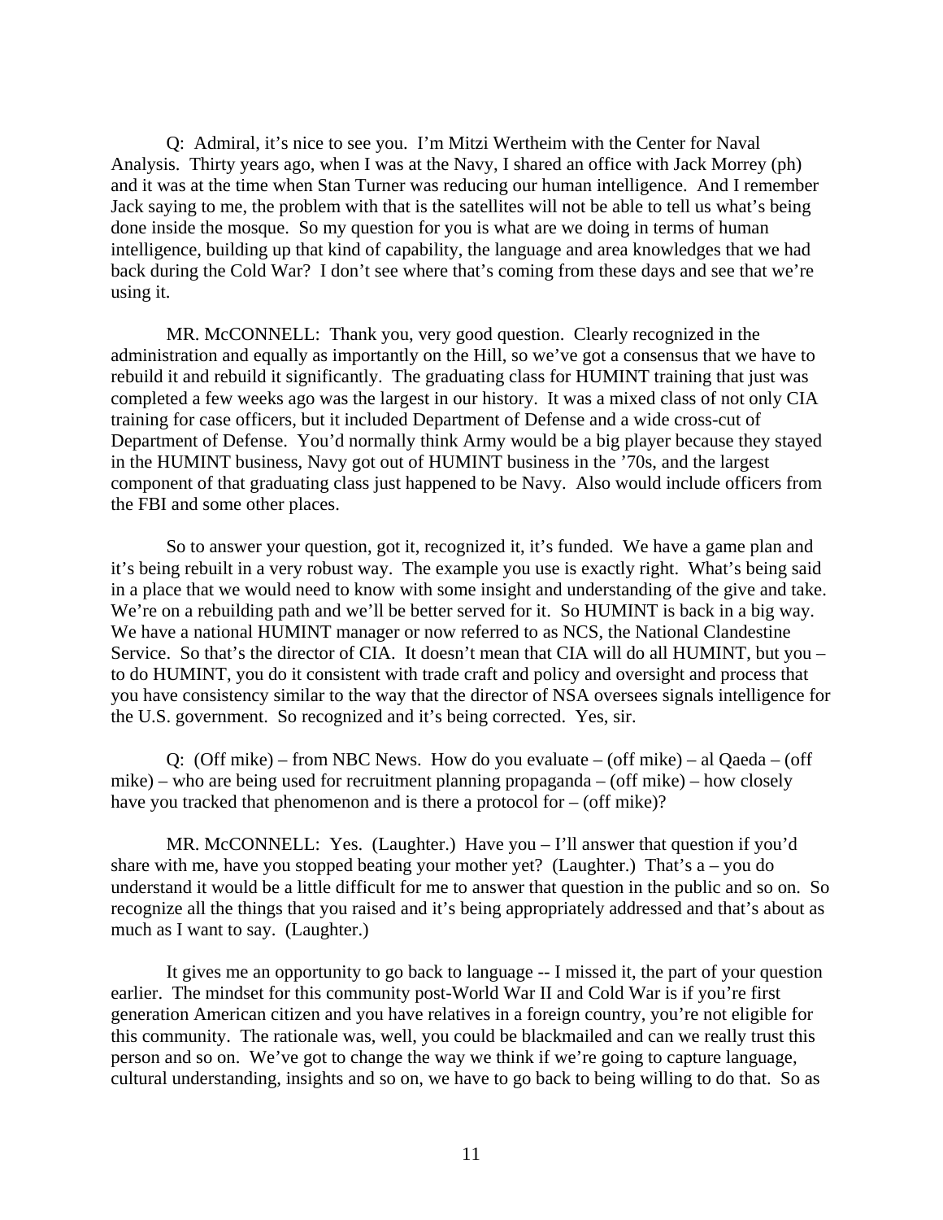Q: Admiral, it's nice to see you. I'm Mitzi Wertheim with the Center for Naval Analysis. Thirty years ago, when I was at the Navy, I shared an office with Jack Morrey (ph) and it was at the time when Stan Turner was reducing our human intelligence. And I remember Jack saying to me, the problem with that is the satellites will not be able to tell us what's being done inside the mosque. So my question for you is what are we doing in terms of human intelligence, building up that kind of capability, the language and area knowledges that we had back during the Cold War? I don't see where that's coming from these days and see that we're using it.

MR. McCONNELL: Thank you, very good question. Clearly recognized in the administration and equally as importantly on the Hill, so we've got a consensus that we have to rebuild it and rebuild it significantly. The graduating class for HUMINT training that just was completed a few weeks ago was the largest in our history. It was a mixed class of not only CIA training for case officers, but it included Department of Defense and a wide cross-cut of Department of Defense. You'd normally think Army would be a big player because they stayed in the HUMINT business, Navy got out of HUMINT business in the '70s, and the largest component of that graduating class just happened to be Navy. Also would include officers from the FBI and some other places.

So to answer your question, got it, recognized it, it's funded. We have a game plan and it's being rebuilt in a very robust way. The example you use is exactly right. What's being said in a place that we would need to know with some insight and understanding of the give and take. We're on a rebuilding path and we'll be better served for it. So HUMINT is back in a big way. We have a national HUMINT manager or now referred to as NCS, the National Clandestine Service. So that's the director of CIA. It doesn't mean that CIA will do all HUMINT, but you – to do HUMINT, you do it consistent with trade craft and policy and oversight and process that you have consistency similar to the way that the director of NSA oversees signals intelligence for the U.S. government. So recognized and it's being corrected. Yes, sir.

Q: (Off mike) – from NBC News. How do you evaluate – (off mike) – al Qaeda – (off mike) – who are being used for recruitment planning propaganda – (off mike) – how closely have you tracked that phenomenon and is there a protocol for – (off mike)?

MR. McCONNELL: Yes. (Laughter.) Have you – I'll answer that question if you'd share with me, have you stopped beating your mother yet? (Laughter.) That's a – you do understand it would be a little difficult for me to answer that question in the public and so on. So recognize all the things that you raised and it's being appropriately addressed and that's about as much as I want to say. (Laughter.)

It gives me an opportunity to go back to language -- I missed it, the part of your question earlier. The mindset for this community post-World War II and Cold War is if you're first generation American citizen and you have relatives in a foreign country, you're not eligible for this community. The rationale was, well, you could be blackmailed and can we really trust this person and so on. We've got to change the way we think if we're going to capture language, cultural understanding, insights and so on, we have to go back to being willing to do that. So as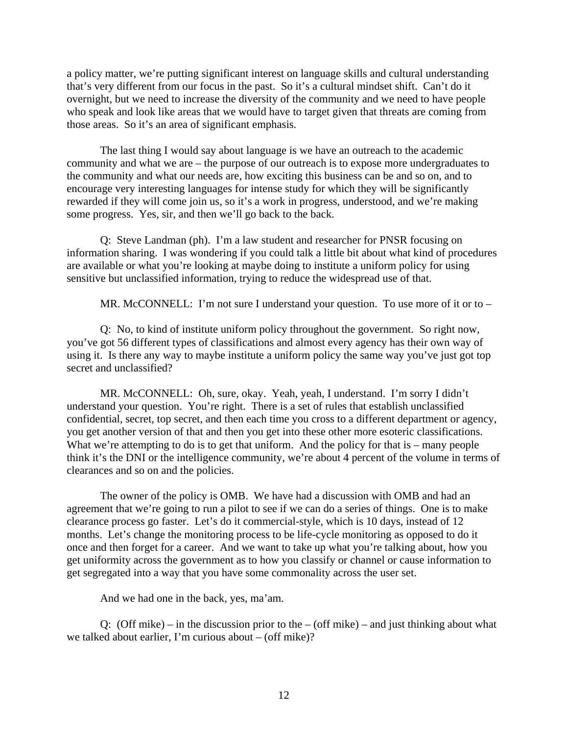a policy matter, we're putting significant interest on language skills and cultural understanding that's very different from our focus in the past. So it's a cultural mindset shift. Can't do it overnight, but we need to increase the diversity of the community and we need to have people who speak and look like areas that we would have to target given that threats are coming from those areas. So it's an area of significant emphasis.

The last thing I would say about language is we have an outreach to the academic community and what we are – the purpose of our outreach is to expose more undergraduates to the community and what our needs are, how exciting this business can be and so on, and to encourage very interesting languages for intense study for which they will be significantly rewarded if they will come join us, so it's a work in progress, understood, and we're making some progress. Yes, sir, and then we'll go back to the back.

Q: Steve Landman (ph). I'm a law student and researcher for PNSR focusing on information sharing. I was wondering if you could talk a little bit about what kind of procedures are available or what you're looking at maybe doing to institute a uniform policy for using sensitive but unclassified information, trying to reduce the widespread use of that.

MR. McCONNELL: I'm not sure I understand your question. To use more of it or to –

Q: No, to kind of institute uniform policy throughout the government. So right now, you've got 56 different types of classifications and almost every agency has their own way of using it. Is there any way to maybe institute a uniform policy the same way you've just got top secret and unclassified?

MR. McCONNELL: Oh, sure, okay. Yeah, yeah, I understand. I'm sorry I didn't understand your question. You're right. There is a set of rules that establish unclassified confidential, secret, top secret, and then each time you cross to a different department or agency, you get another version of that and then you get into these other more esoteric classifications. What we're attempting to do is to get that uniform. And the policy for that is – many people think it's the DNI or the intelligence community, we're about 4 percent of the volume in terms of clearances and so on and the policies.

The owner of the policy is OMB. We have had a discussion with OMB and had an agreement that we're going to run a pilot to see if we can do a series of things. One is to make clearance process go faster. Let's do it commercial-style, which is 10 days, instead of 12 months. Let's change the monitoring process to be life-cycle monitoring as opposed to do it once and then forget for a career. And we want to take up what you're talking about, how you get uniformity across the government as to how you classify or channel or cause information to get segregated into a way that you have some commonality across the user set.

And we had one in the back, yes, ma'am.

Q: (Off mike) – in the discussion prior to the – (off mike) – and just thinking about what we talked about earlier, I'm curious about – (off mike)?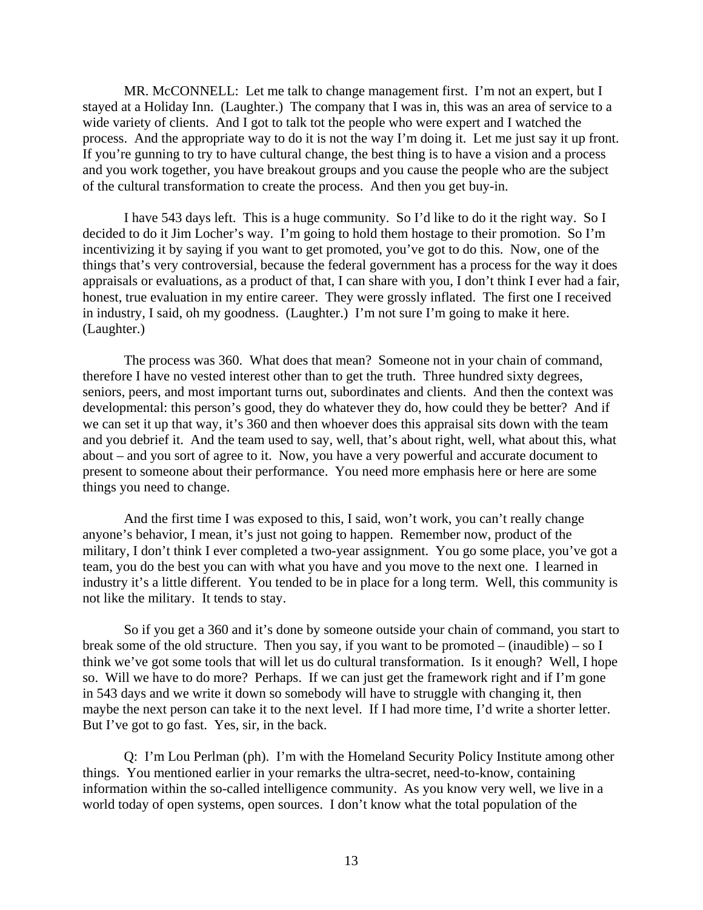MR. McCONNELL: Let me talk to change management first. I'm not an expert, but I stayed at a Holiday Inn. (Laughter.) The company that I was in, this was an area of service to a wide variety of clients. And I got to talk tot the people who were expert and I watched the process. And the appropriate way to do it is not the way I'm doing it. Let me just say it up front. If you're gunning to try to have cultural change, the best thing is to have a vision and a process and you work together, you have breakout groups and you cause the people who are the subject of the cultural transformation to create the process. And then you get buy-in.

I have 543 days left. This is a huge community. So I'd like to do it the right way. So I decided to do it Jim Locher's way. I'm going to hold them hostage to their promotion. So I'm incentivizing it by saying if you want to get promoted, you've got to do this. Now, one of the things that's very controversial, because the federal government has a process for the way it does appraisals or evaluations, as a product of that, I can share with you, I don't think I ever had a fair, honest, true evaluation in my entire career. They were grossly inflated. The first one I received in industry, I said, oh my goodness. (Laughter.) I'm not sure I'm going to make it here. (Laughter.)

The process was 360. What does that mean? Someone not in your chain of command, therefore I have no vested interest other than to get the truth. Three hundred sixty degrees, seniors, peers, and most important turns out, subordinates and clients. And then the context was developmental: this person's good, they do whatever they do, how could they be better? And if we can set it up that way, it's 360 and then whoever does this appraisal sits down with the team and you debrief it. And the team used to say, well, that's about right, well, what about this, what about – and you sort of agree to it. Now, you have a very powerful and accurate document to present to someone about their performance. You need more emphasis here or here are some things you need to change.

And the first time I was exposed to this, I said, won't work, you can't really change anyone's behavior, I mean, it's just not going to happen. Remember now, product of the military, I don't think I ever completed a two-year assignment. You go some place, you've got a team, you do the best you can with what you have and you move to the next one. I learned in industry it's a little different. You tended to be in place for a long term. Well, this community is not like the military. It tends to stay.

So if you get a 360 and it's done by someone outside your chain of command, you start to break some of the old structure. Then you say, if you want to be promoted – (inaudible) – so I think we've got some tools that will let us do cultural transformation. Is it enough? Well, I hope so. Will we have to do more? Perhaps. If we can just get the framework right and if I'm gone in 543 days and we write it down so somebody will have to struggle with changing it, then maybe the next person can take it to the next level. If I had more time, I'd write a shorter letter. But I've got to go fast. Yes, sir, in the back.

Q: I'm Lou Perlman (ph). I'm with the Homeland Security Policy Institute among other things. You mentioned earlier in your remarks the ultra-secret, need-to-know, containing information within the so-called intelligence community. As you know very well, we live in a world today of open systems, open sources. I don't know what the total population of the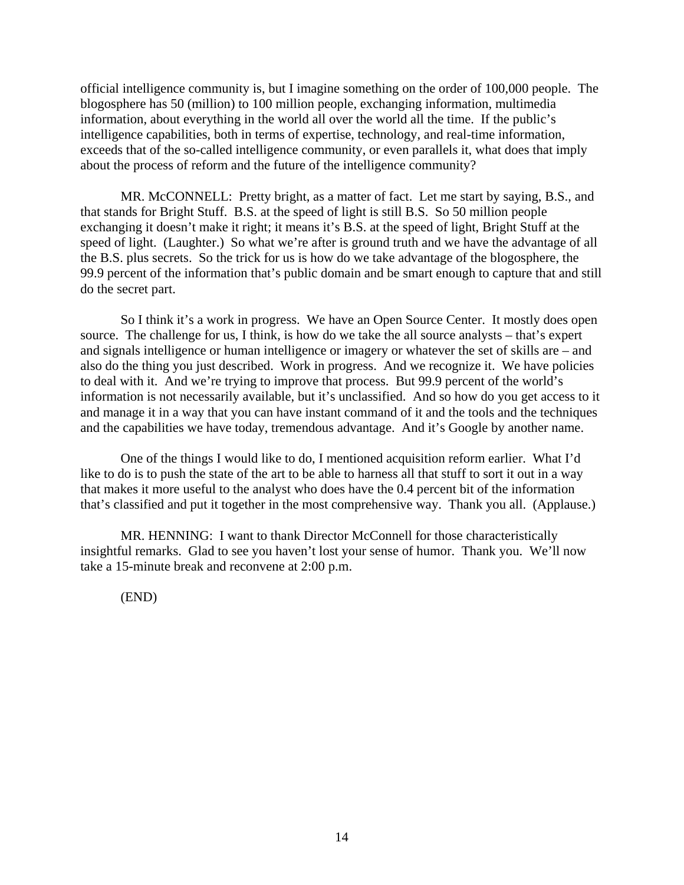official intelligence community is, but I imagine something on the order of 100,000 people. The blogosphere has 50 (million) to 100 million people, exchanging information, multimedia information, about everything in the world all over the world all the time. If the public's intelligence capabilities, both in terms of expertise, technology, and real-time information, exceeds that of the so-called intelligence community, or even parallels it, what does that imply about the process of reform and the future of the intelligence community?

MR. McCONNELL: Pretty bright, as a matter of fact. Let me start by saying, B.S., and that stands for Bright Stuff. B.S. at the speed of light is still B.S. So 50 million people exchanging it doesn't make it right; it means it's B.S. at the speed of light, Bright Stuff at the speed of light. (Laughter.) So what we're after is ground truth and we have the advantage of all the B.S. plus secrets. So the trick for us is how do we take advantage of the blogosphere, the 99.9 percent of the information that's public domain and be smart enough to capture that and still do the secret part.

So I think it's a work in progress. We have an Open Source Center. It mostly does open source. The challenge for us, I think, is how do we take the all source analysts – that's expert and signals intelligence or human intelligence or imagery or whatever the set of skills are – and also do the thing you just described. Work in progress. And we recognize it. We have policies to deal with it. And we're trying to improve that process. But 99.9 percent of the world's information is not necessarily available, but it's unclassified. And so how do you get access to it and manage it in a way that you can have instant command of it and the tools and the techniques and the capabilities we have today, tremendous advantage. And it's Google by another name.

One of the things I would like to do, I mentioned acquisition reform earlier. What I'd like to do is to push the state of the art to be able to harness all that stuff to sort it out in a way that makes it more useful to the analyst who does have the 0.4 percent bit of the information that's classified and put it together in the most comprehensive way. Thank you all. (Applause.)

MR. HENNING: I want to thank Director McConnell for those characteristically insightful remarks. Glad to see you haven't lost your sense of humor. Thank you. We'll now take a 15-minute break and reconvene at 2:00 p.m.

(END)